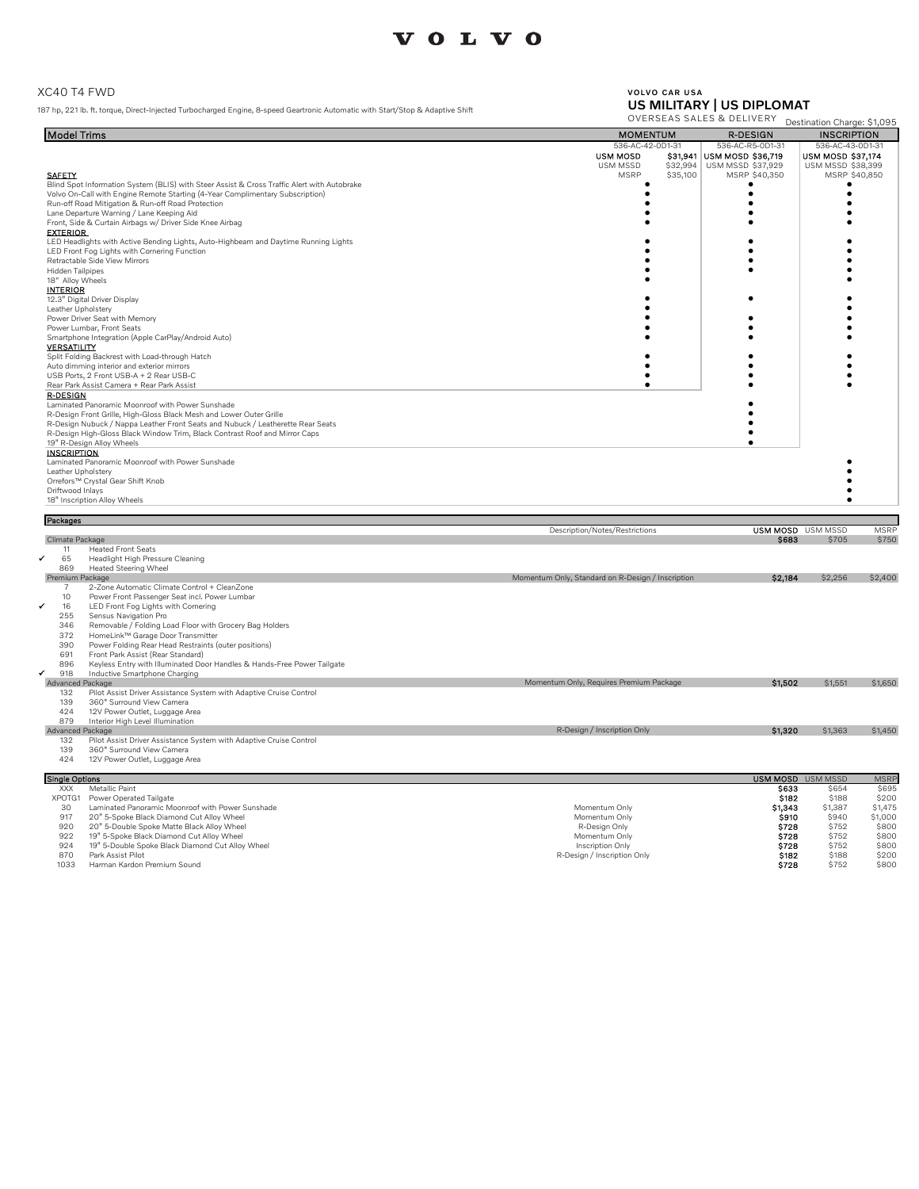# VOLVO

XC40 T4 FWD

187 hp, 221 lb. ft. torque, Direct-Injected Turbocharged Engine, 8-speed Geartronic Automatic with Start/Stop & Adaptive Shift

**VOLVO CAR USA**

**US MILITARY | US DIPLOMAT**

OVERSEAS SALES & DELIVERY

Destination Charge: $1,095

| Model Trims | MOMENTUM | R-DESIGN | INSCRIPTION |
|---|---|---|---|
| | 536-AC-42-0D1-31 | 536-AC-R5-0D1-31 | 536-AC-43-0D1-31 |
| | **USM MOSD** $31,941 | **USM MOSD $36,719** | **USM MOSD $37,174** |
| | USM MSSD $32,994 | USM MSSD $37,929 | USM MSSD $38,399 |
| | MSRP $35,100 | MSRP $40,350 | MSRP $40,850 |
| **SAFETY** | | | |
| Blind Spot Information System (BLIS) with Steer Assist & Cross Traffic Alert with Autobrake | ● | ● | ● |
| Volvo On-Call with Engine Remote Starting (4-Year Complimentary Subscription) | ● | ● | ● |
| Run-off Road Mitigation & Run-off Road Protection | ● | ● | ● |
| Lane Departure Warning / Lane Keeping Aid | ● | ● | ● |
| Front, Side & Curtain Airbags w/ Driver Side Knee Airbag | ● | ● | ● |
| **EXTERIOR** | | | |
| LED Headlights with Active Bending Lights, Auto-Highbeam and Daytime Running Lights | ● | ● | ● |
| LED Front Fog Lights with Cornering Function | ● | ● | ● |
| Retractable Side View Mirrors | ● | ● | ● |
| Hidden Tailpipes | ● | ● | ● |
| 18" Alloy Wheels | ● | | ● |
| **INTERIOR** | | | |
| 12.3" Digital Driver Display | ● | ● | ● |
| Leather Upholstery | ● | | ● |
| Power Driver Seat with Memory | ● | ● | ● |
| Power Lumbar, Front Seats | ● | ● | ● |
| Smartphone Integration (Apple CarPlay/Android Auto) | ● | ● | ● |
| **VERSATILITY** | | | |
| Split Folding Backrest with Load-through Hatch | ● | ● | ● |
| Auto dimming interior and exterior mirrors | ● | ● | ● |
| USB Ports, 2 Front USB-A + 2 Rear USB-C | ● | ● | ● |
| Rear Park Assist Camera + Rear Park Assist | ● | ● | ● |
| **R-DESIGN** | | | |
| Laminated Panoramic Moonroof with Power Sunshade | | ● | |
| R-Design Front Grille, High-Gloss Black Mesh and Lower Outer Grille | | ● | |
| R-Design Nubuck / Nappa Leather Front Seats and Nubuck / Leatherette Rear Seats | | ● | |
| R-Design High-Gloss Black Window Trim, Black Contrast Roof and Mirror Caps | | ● | |
| 19" R-Design Alloy Wheels | | ● | |
| **INSCRIPTION** | | | |
| Laminated Panoramic Moonroof with Power Sunshade | | | ● |
| Leather Upholstery | | | ● |
| Orrefors™ Crystal Gear Shift Knob | | | ● |
| Driftwood Inlays | | | ● |
| 18" Inscription Alloy Wheels | | | ● |

| Packages | | Description/Notes/Restrictions | USM MOSD | USM MSSD | MSRP |
|---|---|---|---|---|---|
| **Climate Package** | | | **$683** | $705 | $750 |
| 11 | Heated Front Seats | | | | |
| ✓ 65 | Headlight High Pressure Cleaning | | | | |
| 869 | Heated Steering Wheel | | | | |
| **Premium Package** | | Momentum Only, Standard on R-Design / Inscription | **$2,184** | $2,256 | $2,400 |
| 7 | 2-Zone Automatic Climate Control + CleanZone | | | | |
| 10 | Power Front Passenger Seat incl. Power Lumbar | | | | |
| ✓ 16 | LED Front Fog Lights with Cornering | | | | |
| 255 | Sensus Navigation Pro | | | | |
| 346 | Removable / Folding Load Floor with Grocery Bag Holders | | | | |
| 372 | HomeLink™ Garage Door Transmitter | | | | |
| 390 | Power Folding Rear Head Restraints (outer positions) | | | | |
| 691 | Front Park Assist (Rear Standard) | | | | |
| 896 | Keyless Entry with Illuminated Door Handles & Hands-Free Power Tailgate | | | | |
| ✓ 918 | Inductive Smartphone Charging | | | | |
| **Advanced Package** | | Momentum Only, Requires Premium Package | **$1,502** | $1,551 | $1,650 |
| 132 | Pilot Assist Driver Assistance System with Adaptive Cruise Control | | | | |
| 139 | 360° Surround View Camera | | | | |
| 424 | 12V Power Outlet, Luggage Area | | | | |
| 879 | Interior High Level Illumination | | | | |
| **Advanced Package** | | R-Design / Inscription Only | **$1,320** | $1,363 | $1,450 |
| 132 | Pilot Assist Driver Assistance System with Adaptive Cruise Control | | | | |
| 139 | 360° Surround View Camera | | | | |
| 424 | 12V Power Outlet, Luggage Area | | | | |

| Single Options | | | USM MOSD | USM MSSD | MSRP |
|---|---|---|---|---|---|
| XXX | Metallic Paint | | **$633** | $654 | $695 |
| XPOTG1 | Power Operated Tailgate | | **$182** | $188 | $200 |
| 30 | Laminated Panoramic Moonroof with Power Sunshade | Momentum Only | **$1,343** | $1,387 | $1,475 |
| 917 | 20" 5-Spoke Black Diamond Cut Alloy Wheel | Momentum Only | **$910** | $940 | $1,000 |
| 920 | 20" 5-Double Spoke Matte Black Alloy Wheel | R-Design Only | **$728** | $752 | $800 |
| 922 | 19" 5-Spoke Black Diamond Cut Alloy Wheel | Momentum Only | **$728** | $752 | $800 |
| 924 | 19" 5-Double Spoke Black Diamond Cut Alloy Wheel | Inscription Only | **$728** | $752 | $800 |
| 870 | Park Assist Pilot | R-Design / Inscription Only | **$182** | $188 | $200 |
| 1033 | Harman Kardon Premium Sound | | **$728** | $752 | $800 |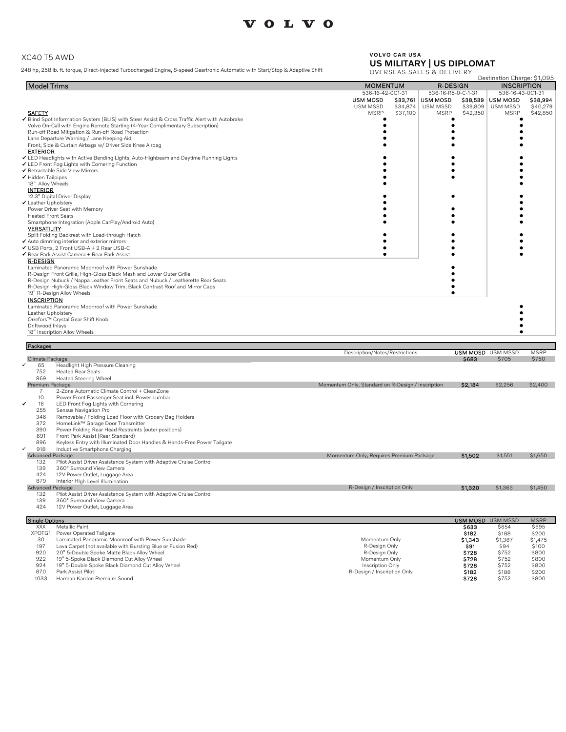VOLVO

XC40 T5 AWD

248 hp, 258 lb. ft. torque, Direct-Injected Turbocharged Engine, 8-speed Geartronic Automatic with Start/Stop & Adaptive Shift

**VOLVO CAR USA**
**US MILITARY | US DIPLOMAT**
OVERSEAS SALES & DELIVERY

Destination Charge: $1,095

| Model Trims | MOMENTUM | | R-DESIGN | | INSCRIPTION | |
|---|---|---|---|---|---|---|
| | 536-16-42-0C1-31 | | 536-16-R5-0-C-1-31 | | 536-16-43-0C1-31 | |
| | USM MOSD | $33,761 | USM MOSD | $38,539 | USM MOSD | $38,994 |
| | USM MSSD | $34,874 | USM MSSD | $39,809 | USM MSSD | $40,279 |
| **SAFETY** | MSRP | $37,100 | MSRP | $42,350 | MSRP | $42,850 |
| ✓ Blind Spot Information System (BLIS) with Steer Assist & Cross Traffic Alert with Autobrake | ● | | ● | | ● | |
| Volvo On-Call with Engine Remote Starting (4-Year Complimentary Subscription) | ● | | ● | | ● | |
| Run-off Road Mitigation & Run-off Road Protection | ● | | ● | | ● | |
| Lane Departure Warning / Lane Keeping Aid | ● | | ● | | ● | |
| Front, Side & Curtain Airbags w/ Driver Side Knee Airbag | ● | | ● | | ● | |
| **EXTERIOR** | | | | | | |
| ✓ LED Headlights with Active Bending Lights, Auto-Highbeam and Daytime Running Lights | ● | | ● | | ● | |
| ✓ LED Front Fog Lights with Cornering Function | ● | | ● | | ● | |
| ✓ Retractable Side View Mirrors | ● | | ● | | ● | |
| ✓ Hidden Tailpipes | ● | | ● | | ● | |
| 18" Alloy Wheels | ● | | | | ● | |
| **INTERIOR** | | | | | | |
| 12.3" Digital Driver Display | ● | | ● | | ● | |
| ✓ Leather Upholstery | ● | | | | ● | |
| Power Driver Seat with Memory | ● | | ● | | ● | |
| Heated Front Seats | ● | | ● | | ● | |
| Smartphone Integration (Apple CarPlay/Android Auto) | ● | | ● | | ● | |
| **VERSATILITY** | | | | | | |
| Split Folding Backrest with Load-through Hatch | ● | | ● | | ● | |
| ✓ Auto dimming interior and exterior mirrors | ● | | ● | | ● | |
| ✓ USB Ports, 2 Front USB-A + 2 Rear USB-C | ● | | ● | | ● | |
| ✓ Rear Park Assist Camera + Rear Park Assist | ● | | ● | | ● | |
| **R-DESIGN** | | | | | | |
| Laminated Panoramic Moonroof with Power Sunshade | | | ● | | | |
| R-Design Front Grille, High-Gloss Black Mesh and Lower Outer Grille | | | ● | | | |
| R-Design Nubuck / Nappa Leather Front Seats and Nubuck / Leatherette Rear Seats | | | ● | | | |
| R-Design High-Gloss Black Window Trim, Black Contrast Roof and Mirror Caps | | | ● | | | |
| 19" R-Design Alloy Wheels | | | ● | | | |
| **INSCRIPTION** | | | | | | |
| Laminated Panoramic Moonroof with Power Sunshade | | | | | ● | |
| Leather Upholstery | | | | | ● | |
| Orrefors™ Crystal Gear Shift Knob | | | | | ● | |
| Driftwood Inlays | | | | | ● | |
| 18" Inscription Alloy Wheels | | | | | ● | |

| Packages | | | Description/Notes/Restrictions | USM MOSD | USM MSSD | MSRP |
|---|---|---|---|---|---|---|
| Climate Package | | | | $683 | $705 | $750 |
| ✓ | 65 | Headlight High Pressure Cleaning | | | | |
| | 752 | Heated Rear Seats | | | | |
| | 869 | Heated Steering Wheel | | | | |
| Premium Package | | | Momentum Only, Standard on R-Design / Inscription | $2,184 | $2,256 | $2,400 |
| | 7 | 2-Zone Automatic Climate Control + CleanZone | | | | |
| | 10 | Power Front Passenger Seat incl. Power Lumbar | | | | |
| ✓ | 16 | LED Front Fog Lights with Cornering | | | | |
| | 255 | Sensus Navigation Pro | | | | |
| | 346 | Removable / Folding Load Floor with Grocery Bag Holders | | | | |
| | 372 | HomeLink™ Garage Door Transmitter | | | | |
| | 390 | Power Folding Rear Head Restraints (outer positions) | | | | |
| | 691 | Front Park Assist (Rear Standard) | | | | |
| | 896 | Keyless Entry with Illuminated Door Handles & Hands-Free Power Tailgate | | | | |
| ✓ | 918 | Inductive Smartphone Charging | | | | |
| Advanced Package | | | Momentum Only, Requires Premium Package | $1,502 | $1,551 | $1,650 |
| | 132 | Pilot Assist Driver Assistance System with Adaptive Cruise Control | | | | |
| | 139 | 360° Surround View Camera | | | | |
| | 424 | 12V Power Outlet, Luggage Area | | | | |
| | 879 | Interior High Level Illumination | | | | |
| Advanced Package | | | R-Design / Inscription Only | $1,320 | $1,363 | $1,450 |
| | 132 | Pilot Assist Driver Assistance System with Adaptive Cruise Control | | | | |
| | 139 | 360° Surround View Camera | | | | |
| | 424 | 12V Power Outlet, Luggage Area | | | | |

| Single Options | | | USM MOSD | USM MSSD | MSRP |
|---|---|---|---|---|---|
| XXX | Metallic Paint | | $633 | $654 | $695 |
| XPOTG1 | Power Operated Tailgate | | $182 | $188 | $200 |
| 30 | Laminated Panoramic Moonroof with Power Sunshade | Momentum Only | $1,343 | $1,387 | $1,475 |
| 197 | Lava Carpet (not available with Bursting Blue or Fusion Red) | R-Design Only | $91 | $94 | $100 |
| 920 | 20" 5-Double Spoke Matte Black Alloy Wheel | R-Design Only | $728 | $752 | $800 |
| 922 | 19" 5-Spoke Black Diamond Cut Alloy Wheel | Momentum Only | $728 | $752 | $800 |
| 924 | 19" 5-Double Spoke Black Diamond Cut Alloy Wheel | Inscription Only | $728 | $752 | $800 |
| 870 | Park Assist Pilot | R-Design / Inscription Only | $182 | $188 | $200 |
| 1033 | Harman Kardon Premium Sound | | $728 | $752 | $800 |